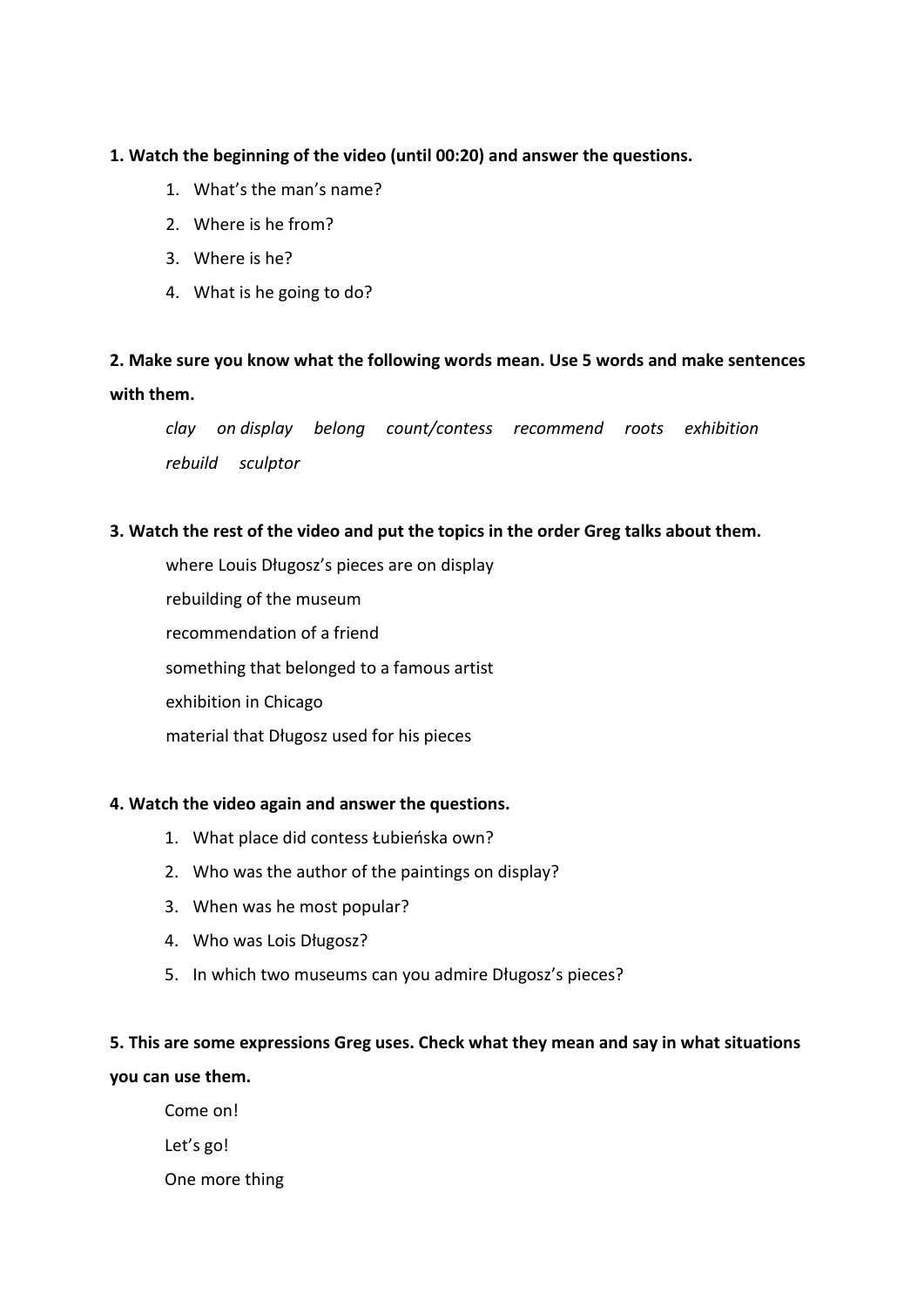**1. Watch the beginning of the video (until 00:20) and answer the questions.**

1. What's the man's name?
2. Where is he from?
3. Where is he?
4. What is he going to do?

**2. Make sure you know what the following words mean. Use 5 words and make sentences with them.**

*clay on display belong count/contess recommend roots exhibition rebuild sculptor*

**3. Watch the rest of the video and put the topics in the order Greg talks about them.**

where Louis Długosz's pieces are on display

rebuilding of the museum

recommendation of a friend

something that belonged to a famous artist

exhibition in Chicago

material that Długosz used for his pieces

**4. Watch the video again and answer the questions.**

1. What place did contess Łubieńska own?
2. Who was the author of the paintings on display?
3. When was he most popular?
4. Who was Lois Długosz?
5. In which two museums can you admire Długosz's pieces?

**5. This are some expressions Greg uses. Check what they mean and say in what situations you can use them.**

Come on!

Let's go!

One more thing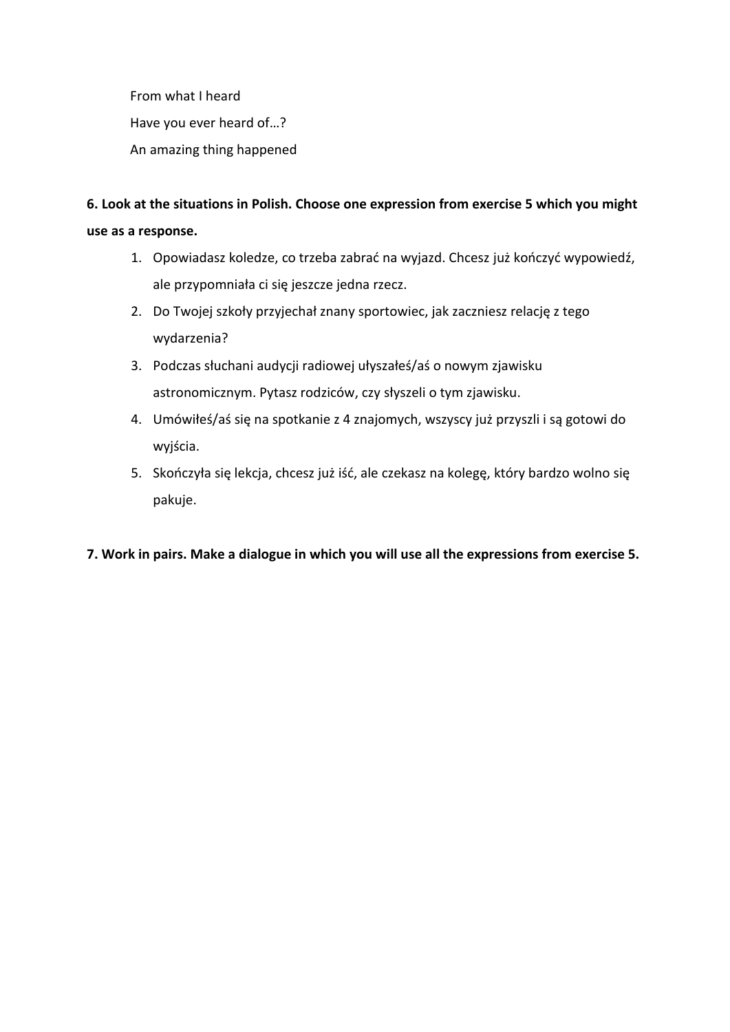From what I heard

Have you ever heard of…?

An amazing thing happened

**6. Look at the situations in Polish. Choose one expression from exercise 5 which you might use as a response.**

1. Opowiadasz koledze, co trzeba zabrać na wyjazd. Chcesz już kończyć wypowiedź, ale przypomniała ci się jeszcze jedna rzecz.
2. Do Twojej szkoły przyjechał znany sportowiec, jak zaczniesz relację z tego wydarzenia?
3. Podczas słuchani audycji radiowej ułyszałeś/aś o nowym zjawisku astronomicznym. Pytasz rodziców, czy słyszeli o tym zjawisku.
4. Umówiłeś/aś się na spotkanie z 4 znajomych, wszyscy już przyszli i są gotowi do wyjścia.
5. Skończyła się lekcja, chcesz już iść, ale czekasz na kolegę, który bardzo wolno się pakuje.

**7. Work in pairs. Make a dialogue in which you will use all the expressions from exercise 5.**